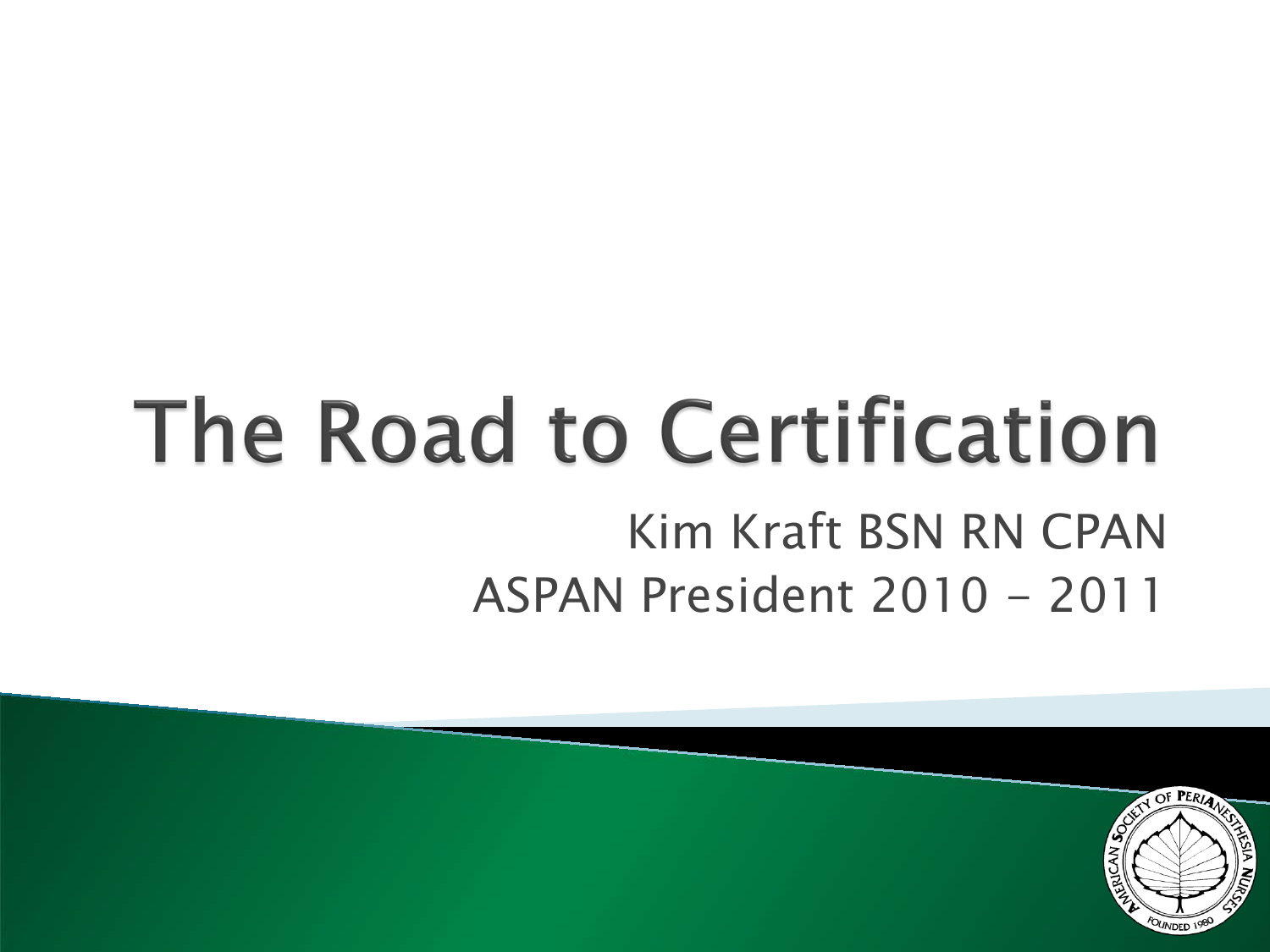# The Road to Certification

Kim Kraft BSN RN CPAN

ASPAN President 2010 - 2011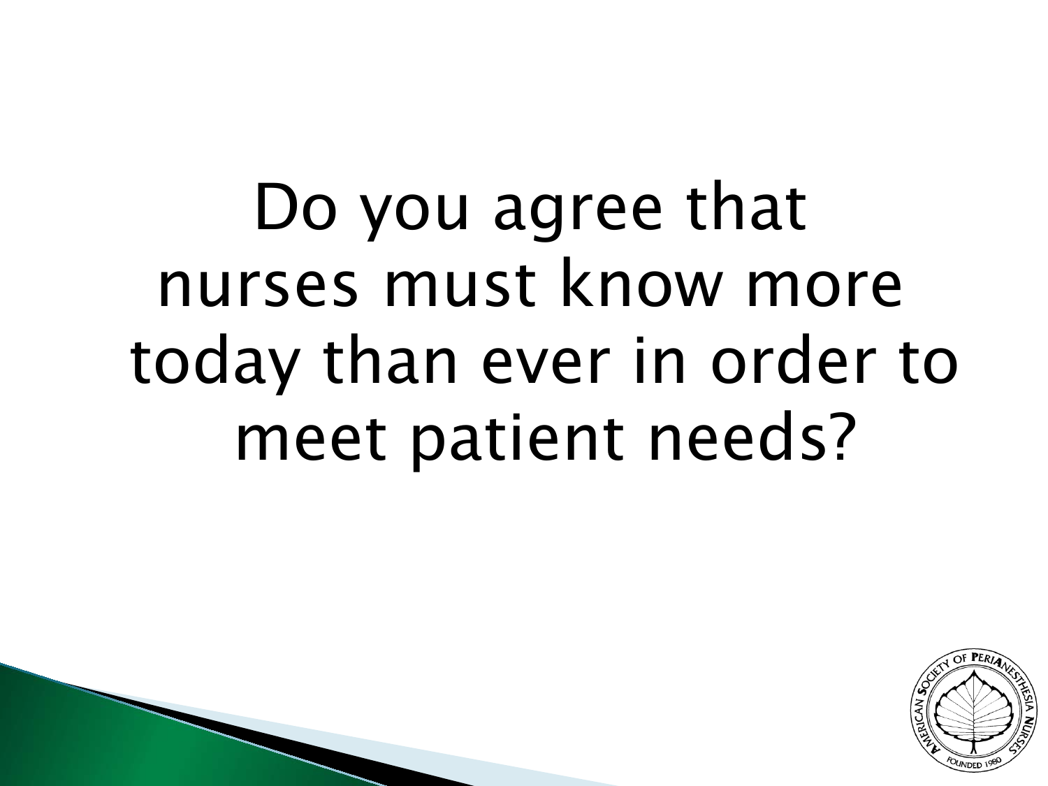Do you agree that nurses must know more today than ever in order to meet patient needs?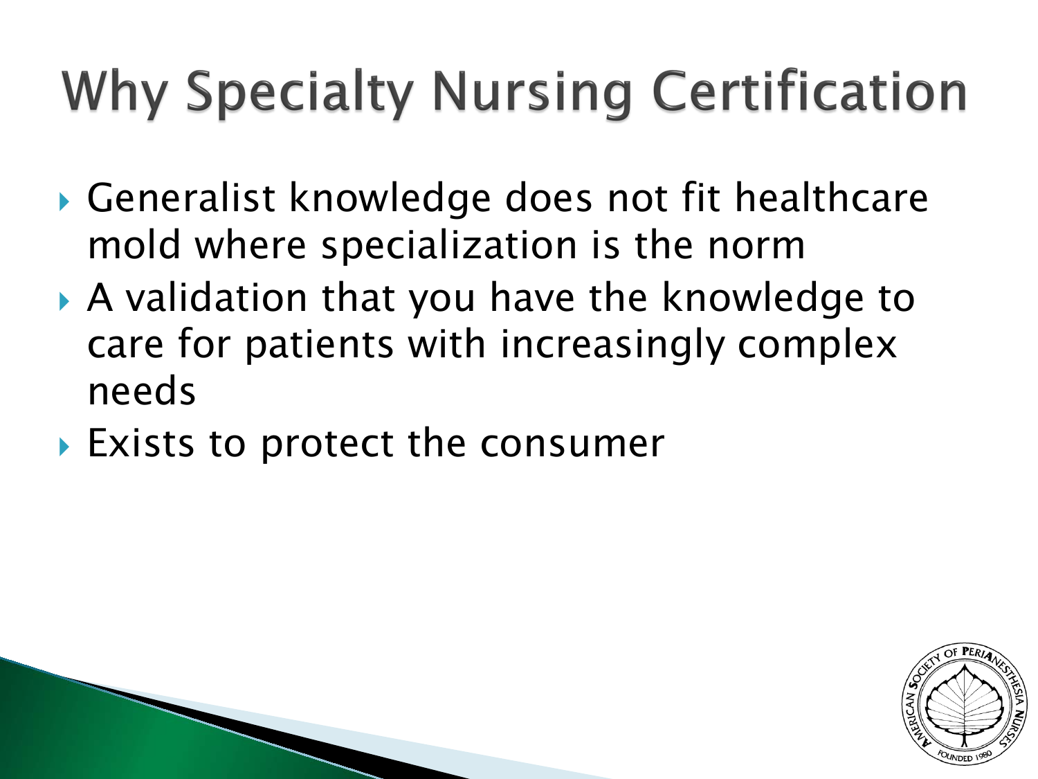# Why Specialty Nursing Certification

- Generalist knowledge does not fit healthcare mold where specialization is the norm
- A validation that you have the knowledge to care for patients with increasingly complex needs
- Exists to protect the consumer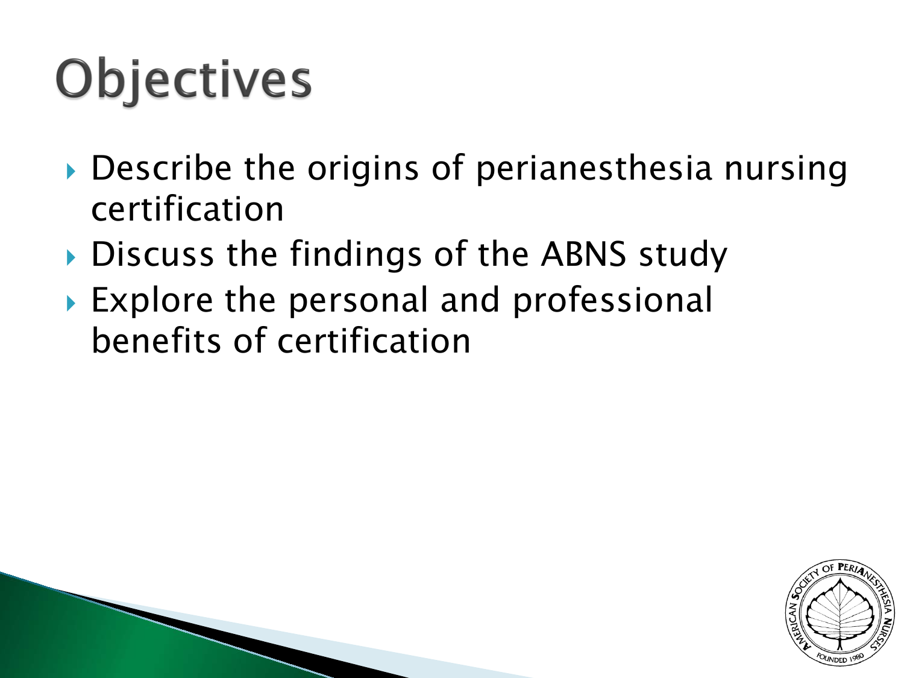# Objectives

- Describe the origins of perianesthesia nursing certification
- Discuss the findings of the ABNS study
- Explore the personal and professional benefits of certification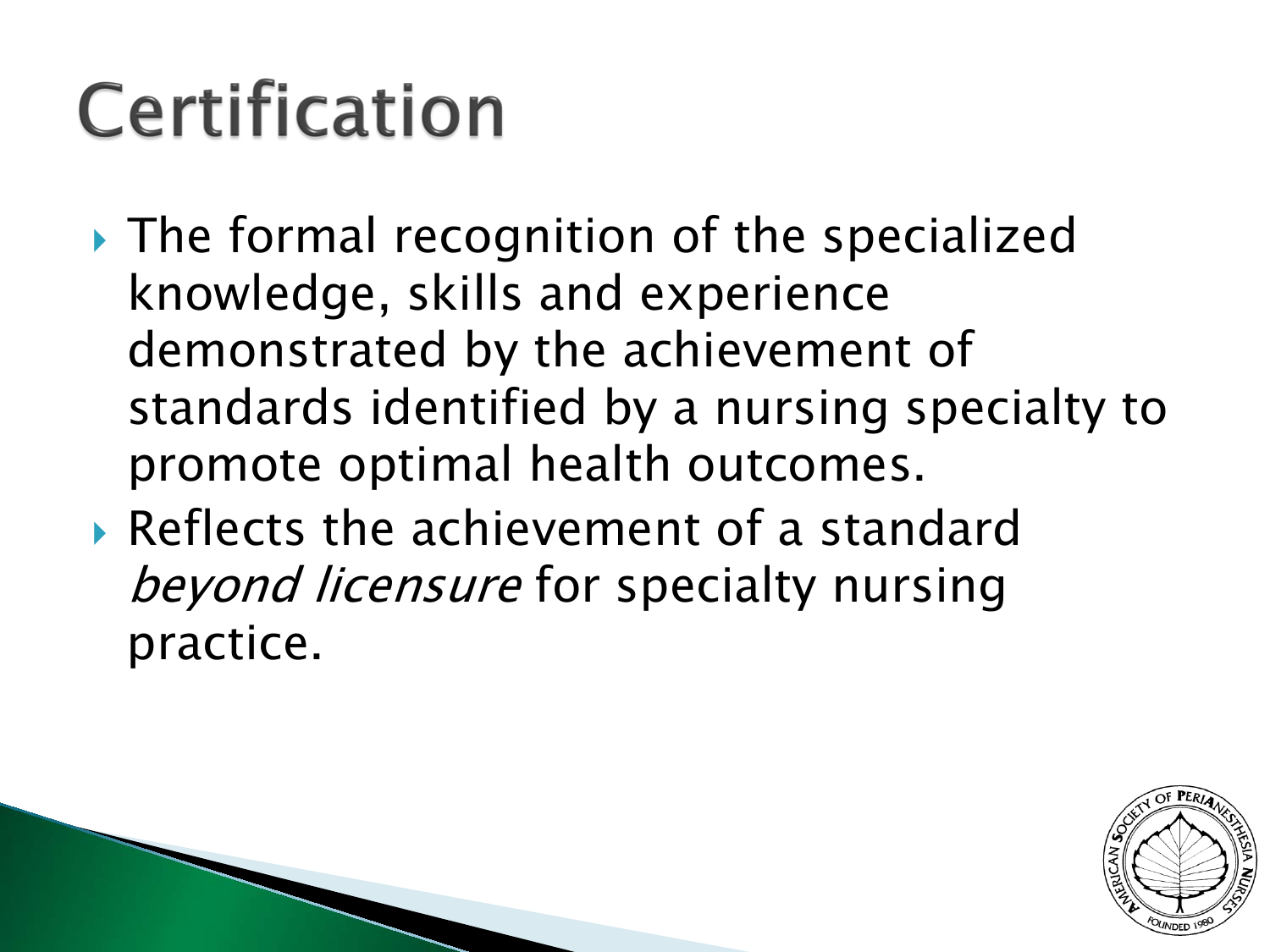# Certification

- The formal recognition of the specialized knowledge, skills and experience demonstrated by the achievement of standards identified by a nursing specialty to promote optimal health outcomes.
- Reflects the achievement of a standard *beyond licensure* for specialty nursing practice.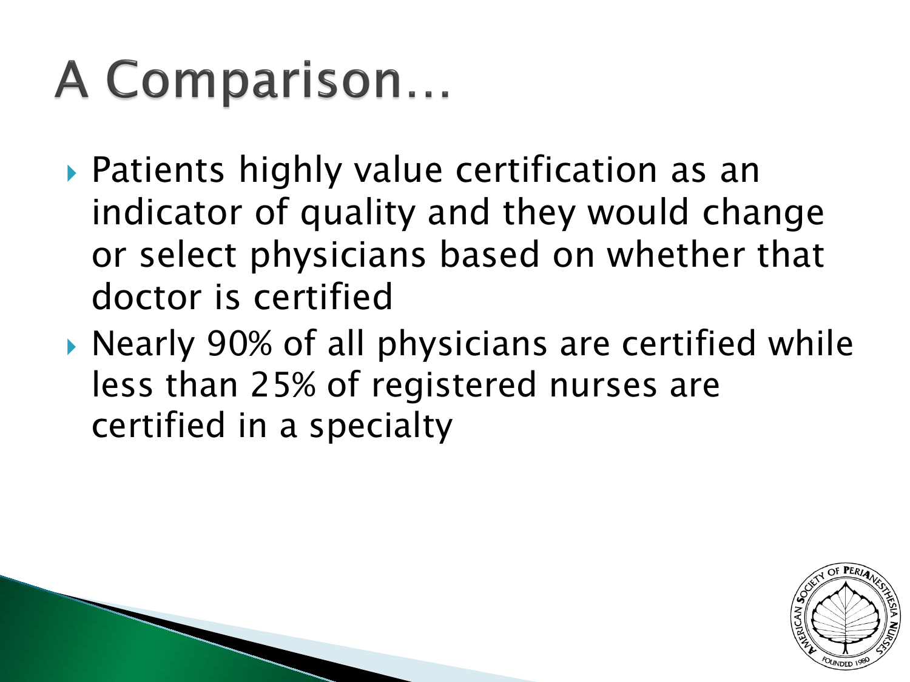# A Comparison…

- Patients highly value certification as an indicator of quality and they would change or select physicians based on whether that doctor is certified
- Nearly 90% of all physicians are certified while less than 25% of registered nurses are certified in a specialty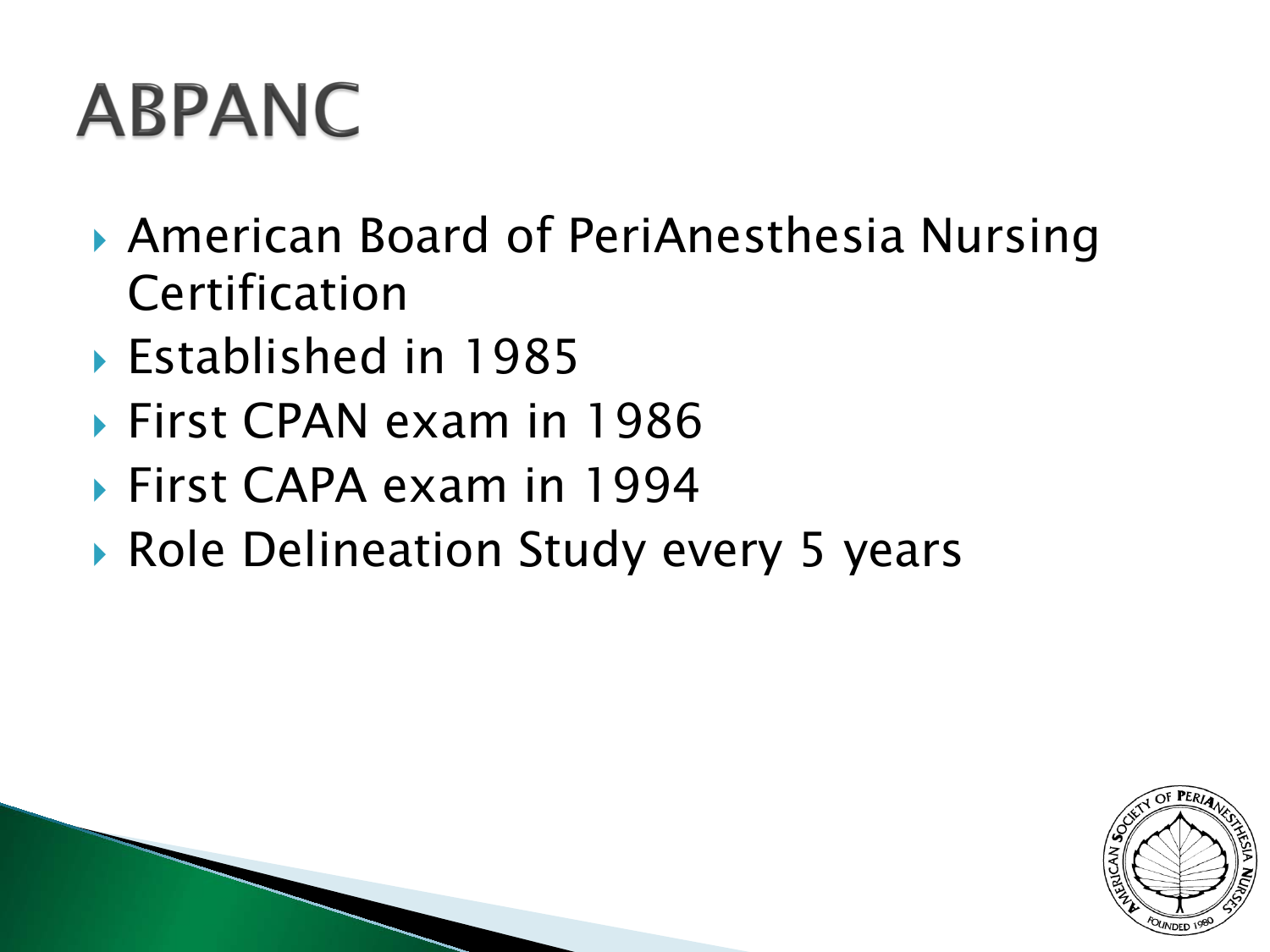# ABPANC

- American Board of PeriAnesthesia Nursing Certification
- Established in 1985
- First CPAN exam in 1986
- First CAPA exam in 1994
- Role Delineation Study every 5 years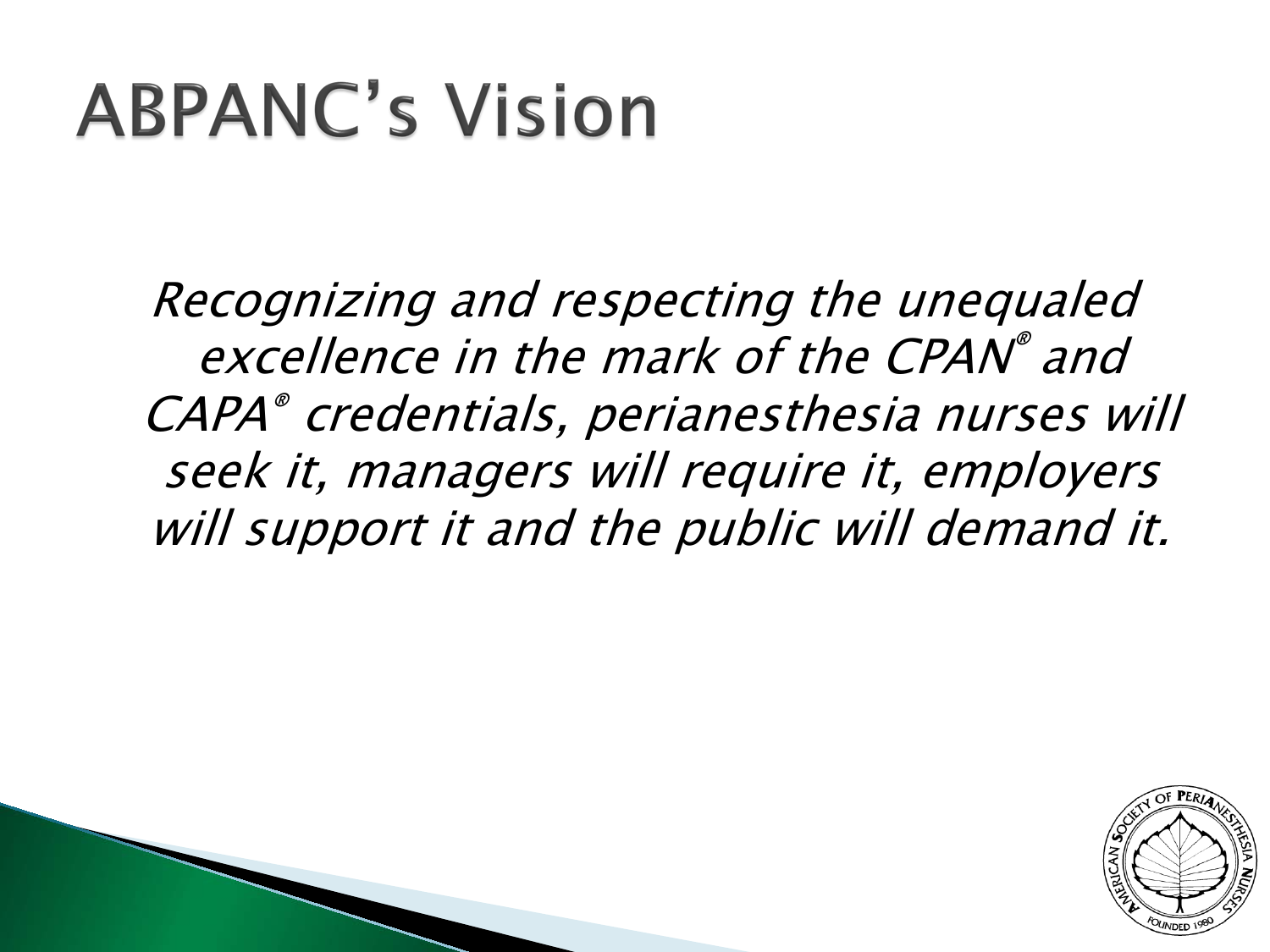# ABPANC's Vision

*Recognizing and respecting the unequaled excellence in the mark of the CPAN® and CAPA® credentials, perianesthesia nurses will seek it, managers will require it, employers will support it and the public will demand it.*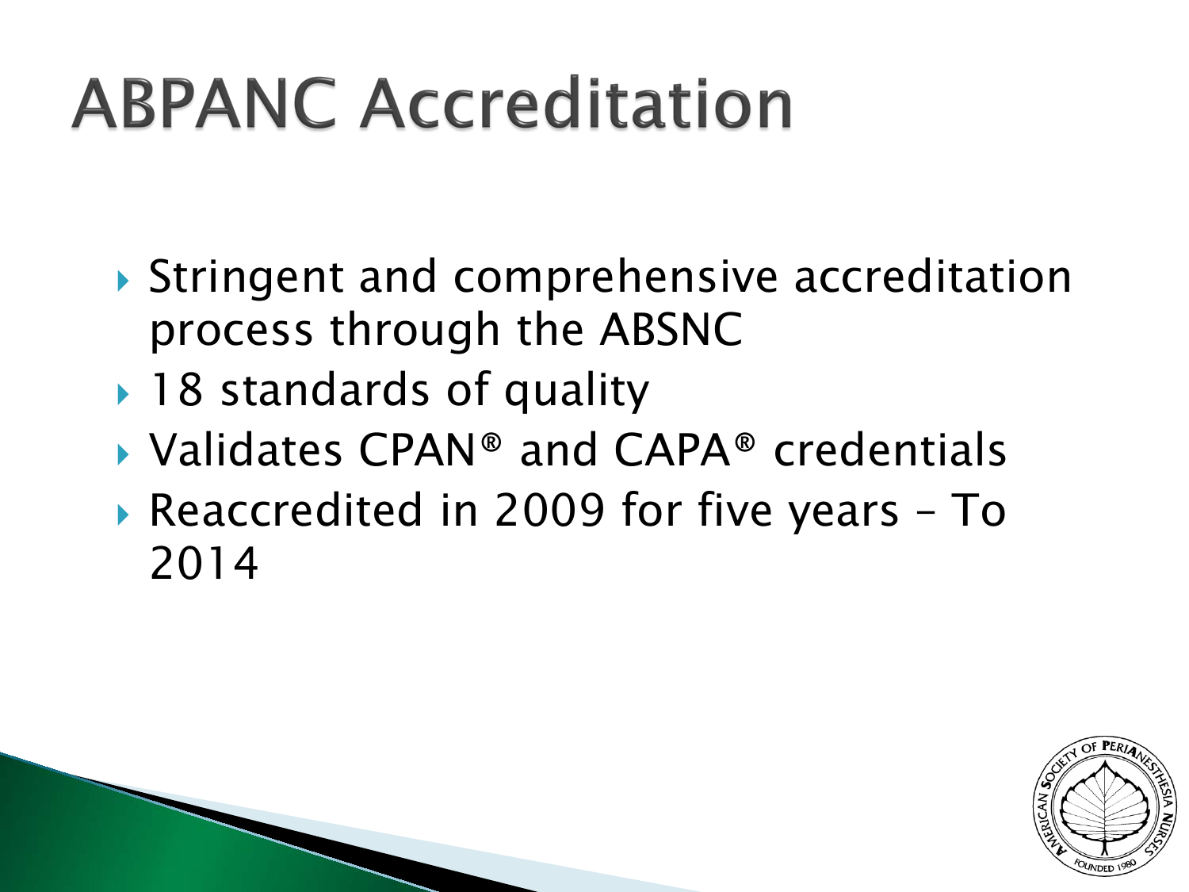# ABPANC Accreditation

- Stringent and comprehensive accreditation process through the ABSNC
- 18 standards of quality
- Validates CPAN® and CAPA® credentials
- Reaccredited in 2009 for five years – To 2014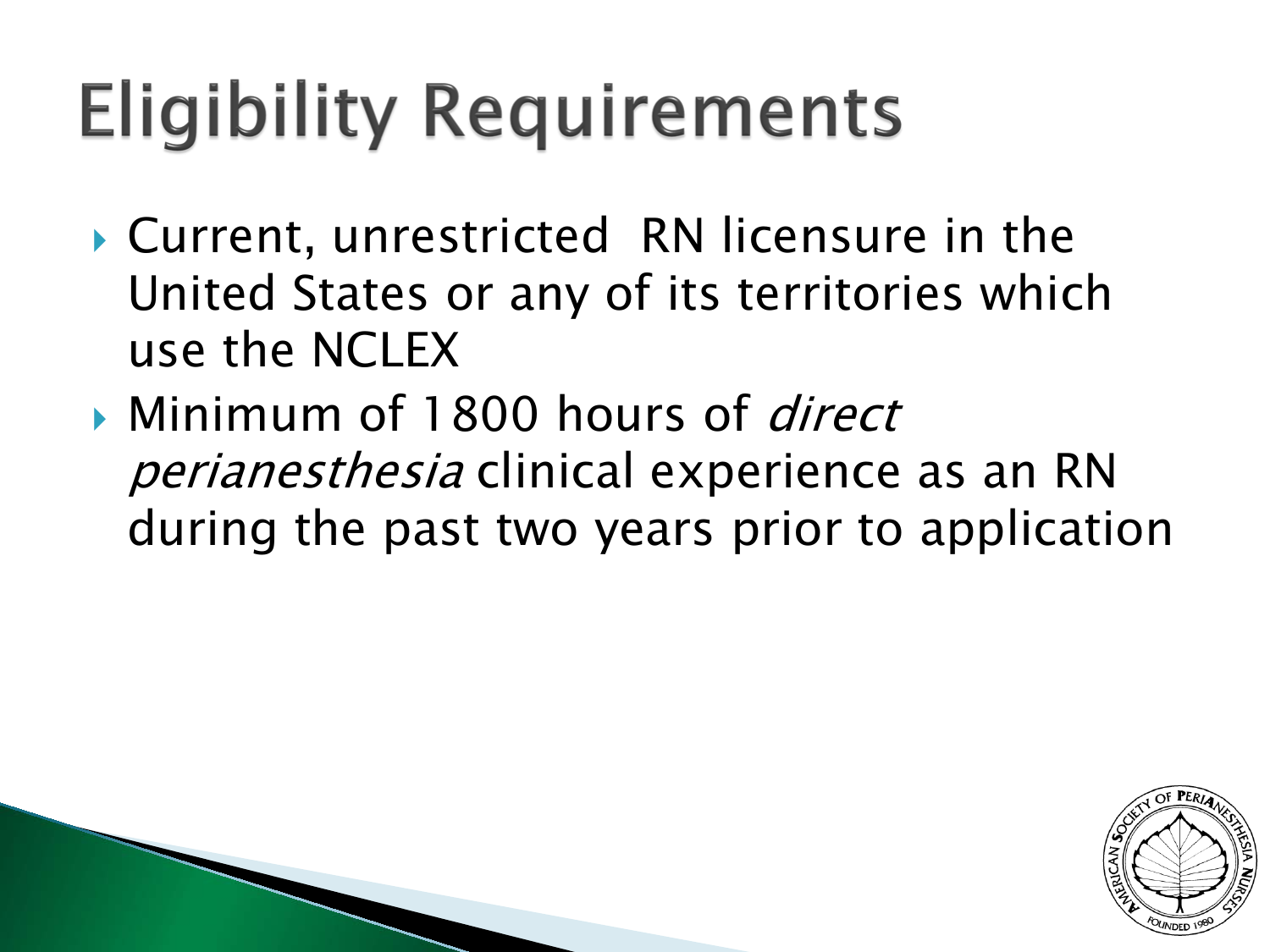# Eligibility Requirements

- Current, unrestricted RN licensure in the United States or any of its territories which use the NCLEX
- Minimum of 1800 hours of *direct perianesthesia* clinical experience as an RN during the past two years prior to application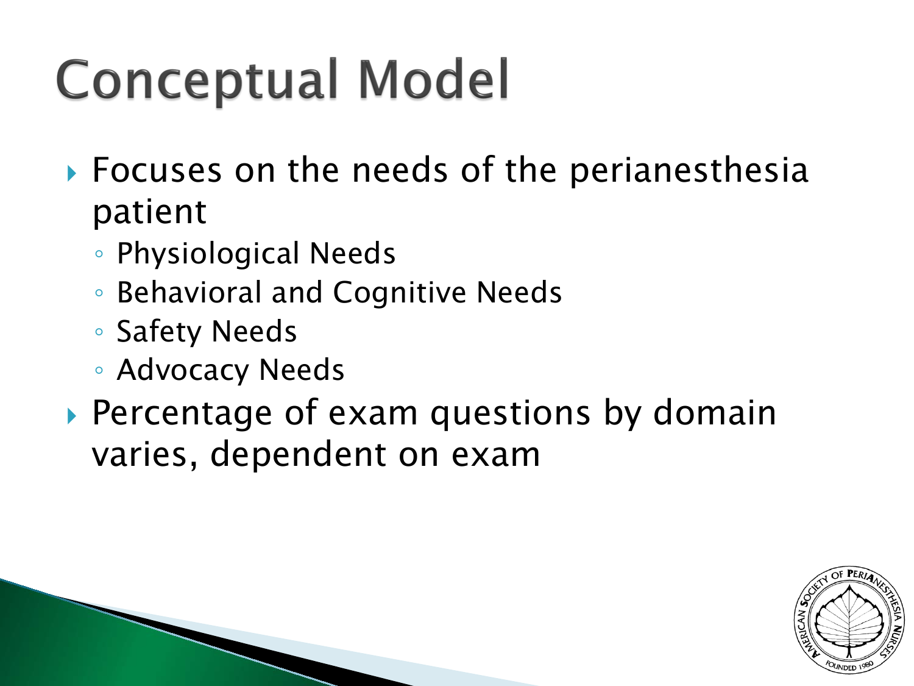# Conceptual Model

- Focuses on the needs of the perianesthesia patient
  - Physiological Needs
  - Behavioral and Cognitive Needs
  - Safety Needs
  - Advocacy Needs
- Percentage of exam questions by domain varies, dependent on exam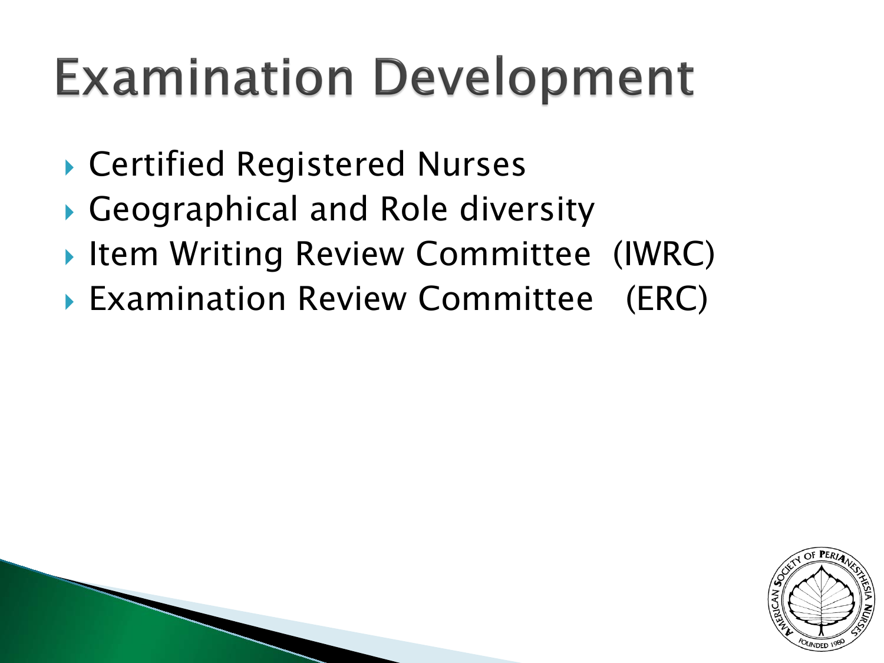# Examination Development

- Certified Registered Nurses
- Geographical and Role diversity
- Item Writing Review Committee (IWRC)
- Examination Review Committee (ERC)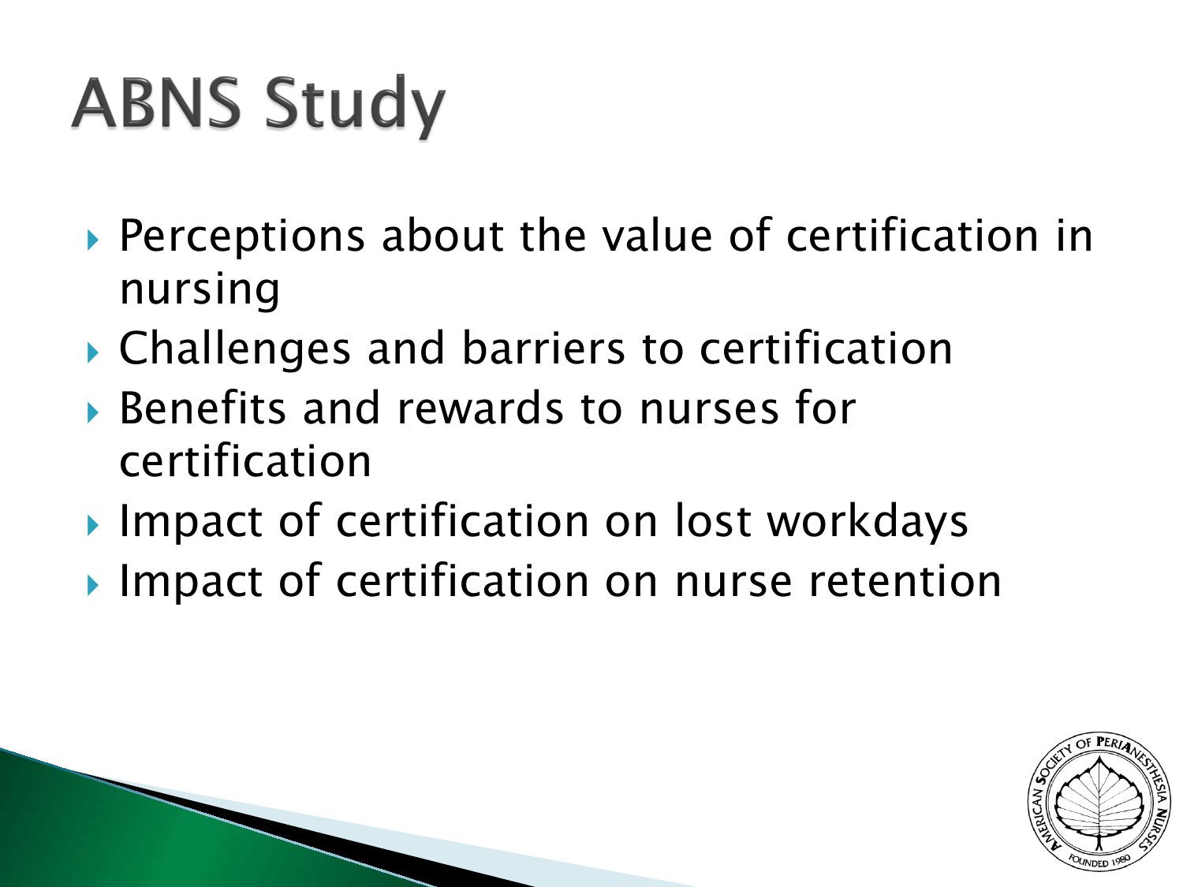# ABNS Study

- Perceptions about the value of certification in nursing
- Challenges and barriers to certification
- Benefits and rewards to nurses for certification
- Impact of certification on lost workdays
- Impact of certification on nurse retention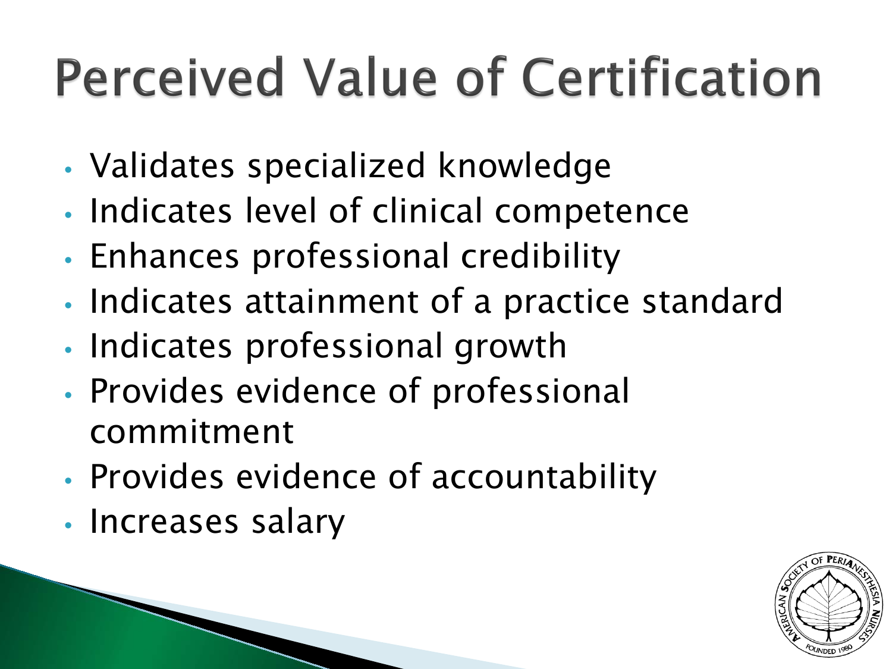# Perceived Value of Certification

- Validates specialized knowledge
- Indicates level of clinical competence
- Enhances professional credibility
- Indicates attainment of a practice standard
- Indicates professional growth
- Provides evidence of professional commitment
- Provides evidence of accountability
- Increases salary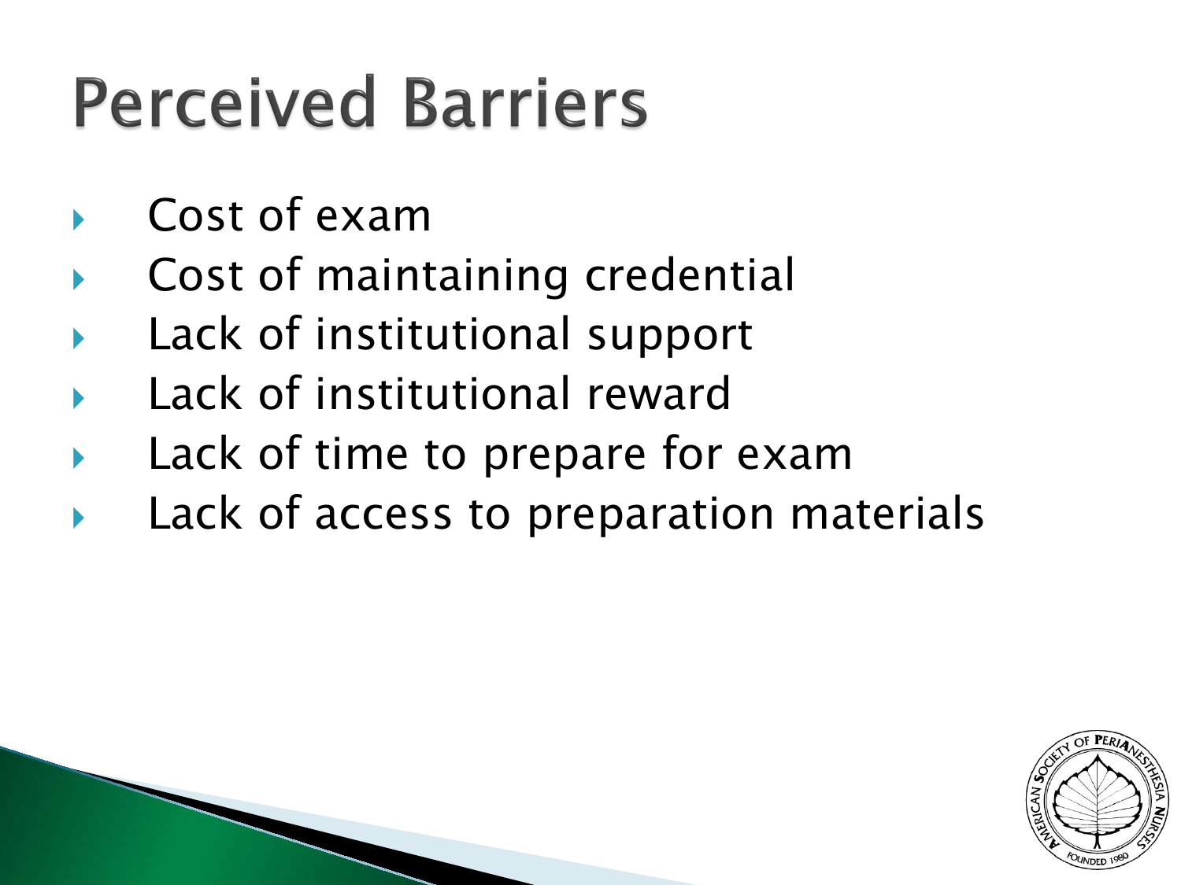# Perceived Barriers

- Cost of exam
- Cost of maintaining credential
- Lack of institutional support
- Lack of institutional reward
- Lack of time to prepare for exam
- Lack of access to preparation materials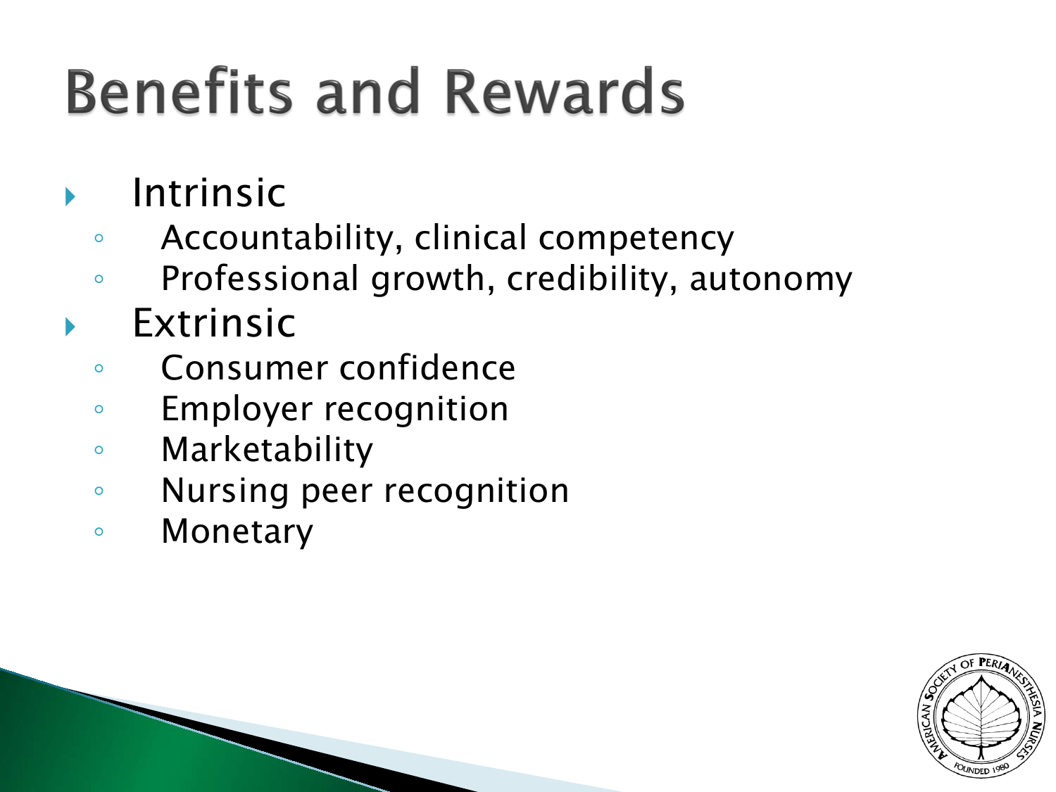# Benefits and Rewards

- Intrinsic
  - Accountability, clinical competency
  - Professional growth, credibility, autonomy
- Extrinsic
  - Consumer confidence
  - Employer recognition
  - Marketability
  - Nursing peer recognition
  - Monetary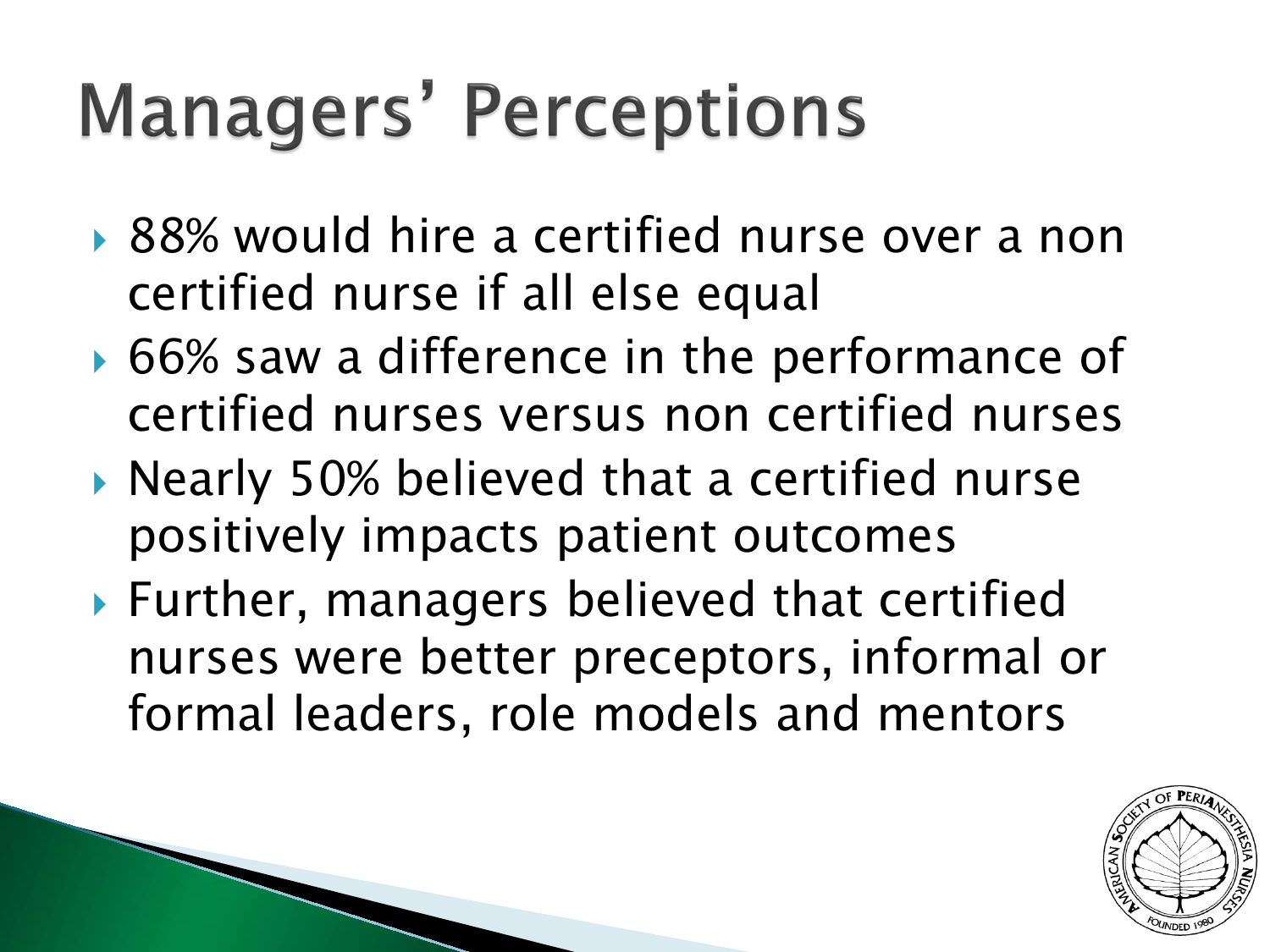# Managers' Perceptions

- 88% would hire a certified nurse over a non certified nurse if all else equal
- 66% saw a difference in the performance of certified nurses versus non certified nurses
- Nearly 50% believed that a certified nurse positively impacts patient outcomes
- Further, managers believed that certified nurses were better preceptors, informal or formal leaders, role models and mentors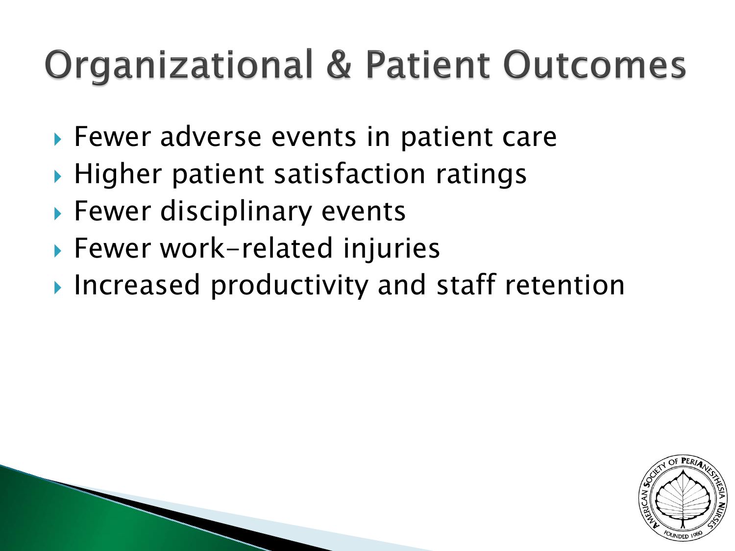# Organizational & Patient Outcomes

- Fewer adverse events in patient care
- Higher patient satisfaction ratings
- Fewer disciplinary events
- Fewer work-related injuries
- Increased productivity and staff retention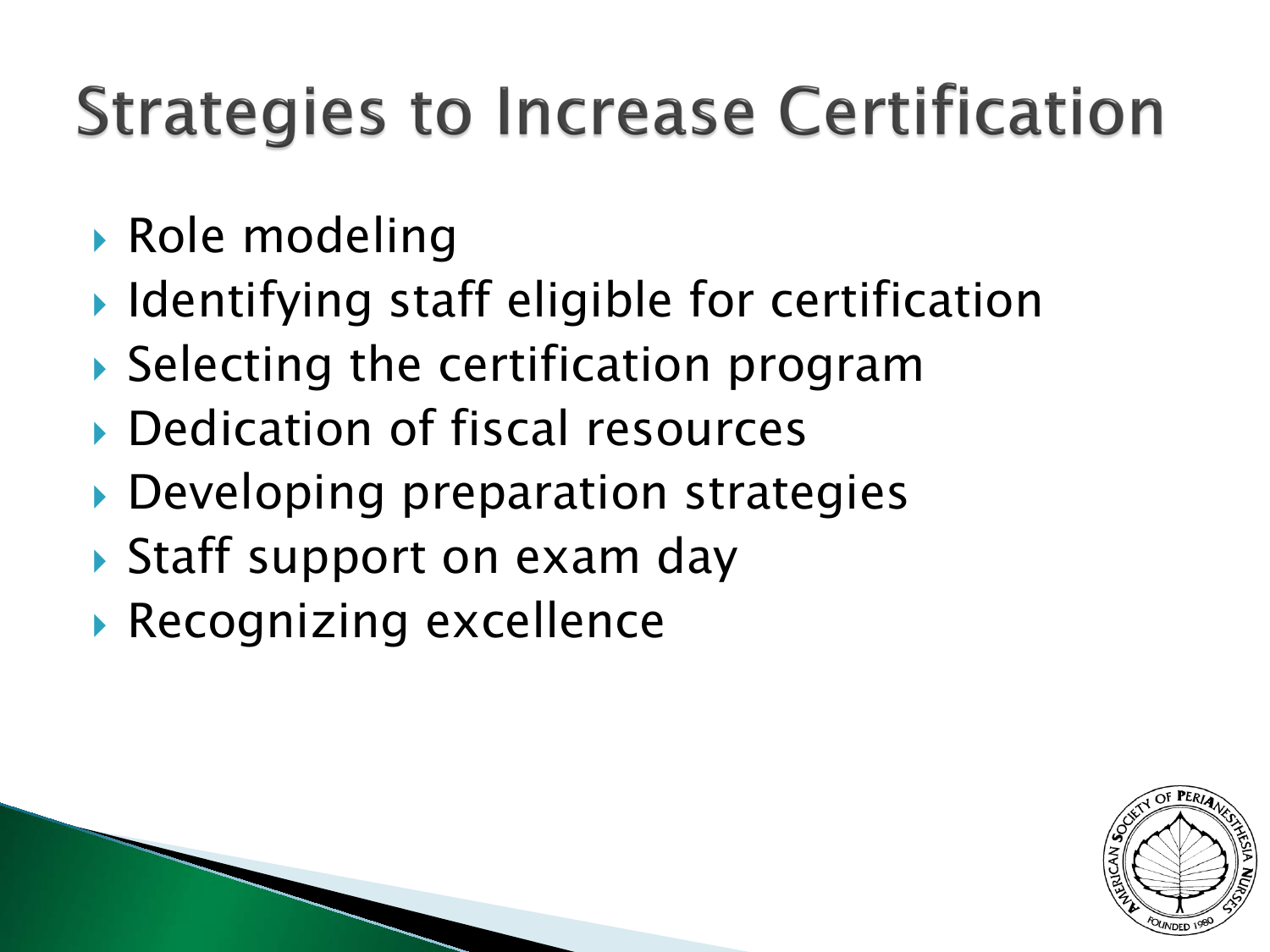# Strategies to Increase Certification

- Role modeling
- Identifying staff eligible for certification
- Selecting the certification program
- Dedication of fiscal resources
- Developing preparation strategies
- Staff support on exam day
- Recognizing excellence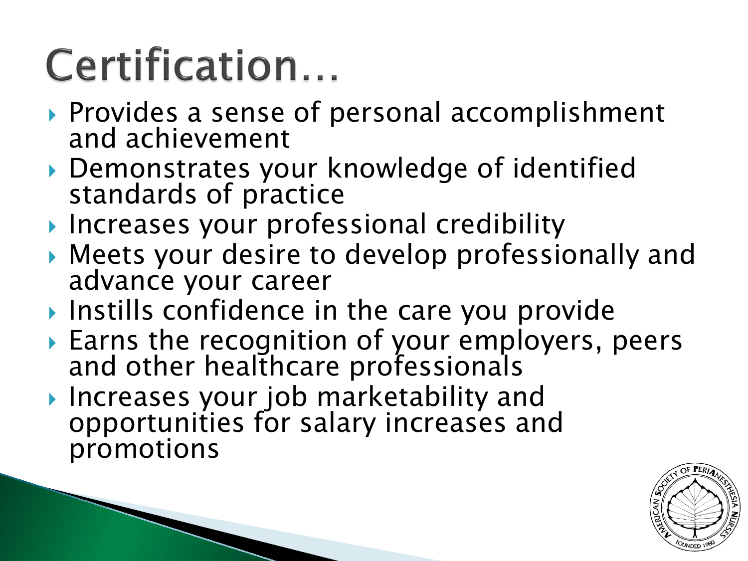# Certification…

- Provides a sense of personal accomplishment and achievement
- Demonstrates your knowledge of identified standards of practice
- Increases your professional credibility
- Meets your desire to develop professionally and advance your career
- Instills confidence in the care you provide
- Earns the recognition of your employers, peers and other healthcare professionals
- Increases your job marketability and opportunities for salary increases and promotions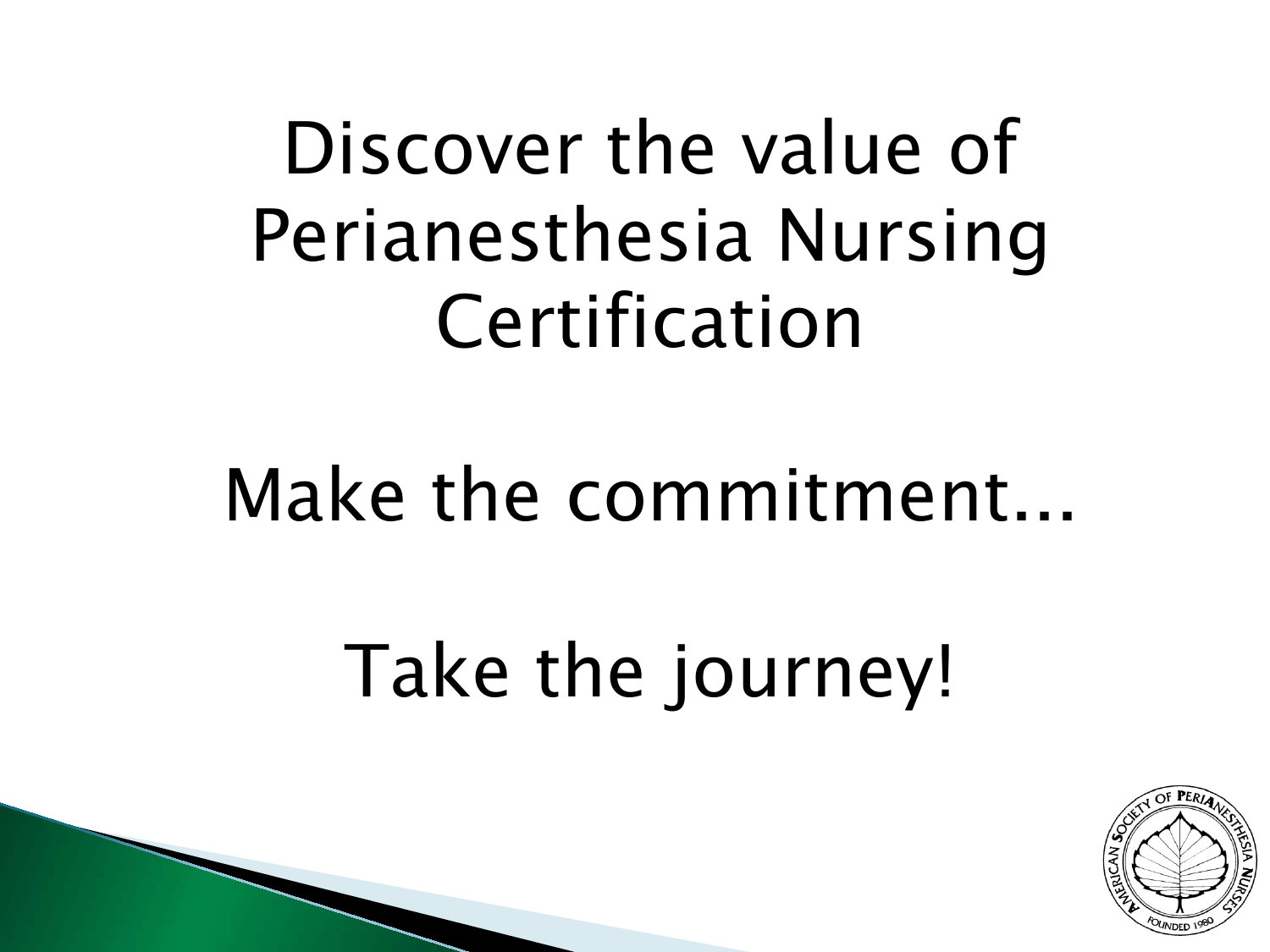# Discover the value of Perianesthesia Nursing Certification

# Make the commitment...

# Take the journey!